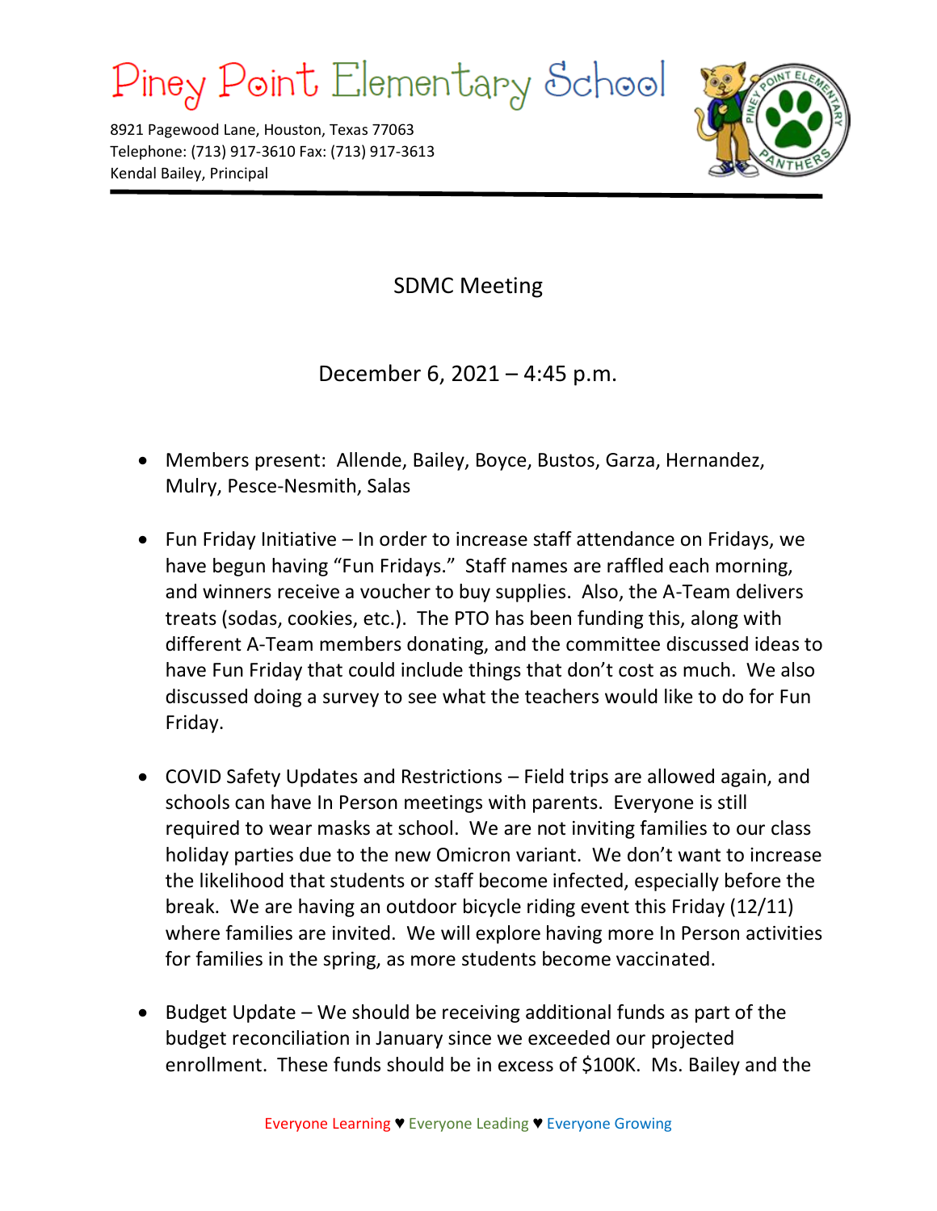# Piney Point Elementary School

8921 Pagewood Lane, Houston, Texas 77063
Telephone: (713) 917-3610 Fax: (713) 917-3613
Kendal Bailey, Principal

## SDMC Meeting

### December 6, 2021 – 4:45 p.m.

- Members present: Allende, Bailey, Boyce, Bustos, Garza, Hernandez, Mulry, Pesce-Nesmith, Salas
- Fun Friday Initiative – In order to increase staff attendance on Fridays, we have begun having "Fun Fridays." Staff names are raffled each morning, and winners receive a voucher to buy supplies. Also, the A-Team delivers treats (sodas, cookies, etc.). The PTO has been funding this, along with different A-Team members donating, and the committee discussed ideas to have Fun Friday that could include things that don't cost as much. We also discussed doing a survey to see what the teachers would like to do for Fun Friday.
- COVID Safety Updates and Restrictions – Field trips are allowed again, and schools can have In Person meetings with parents. Everyone is still required to wear masks at school. We are not inviting families to our class holiday parties due to the new Omicron variant. We don't want to increase the likelihood that students or staff become infected, especially before the break. We are having an outdoor bicycle riding event this Friday (12/11) where families are invited. We will explore having more In Person activities for families in the spring, as more students become vaccinated.
- Budget Update – We should be receiving additional funds as part of the budget reconciliation in January since we exceeded our projected enrollment. These funds should be in excess of $100K. Ms. Bailey and the

Everyone Learning ♥ Everyone Leading ♥ Everyone Growing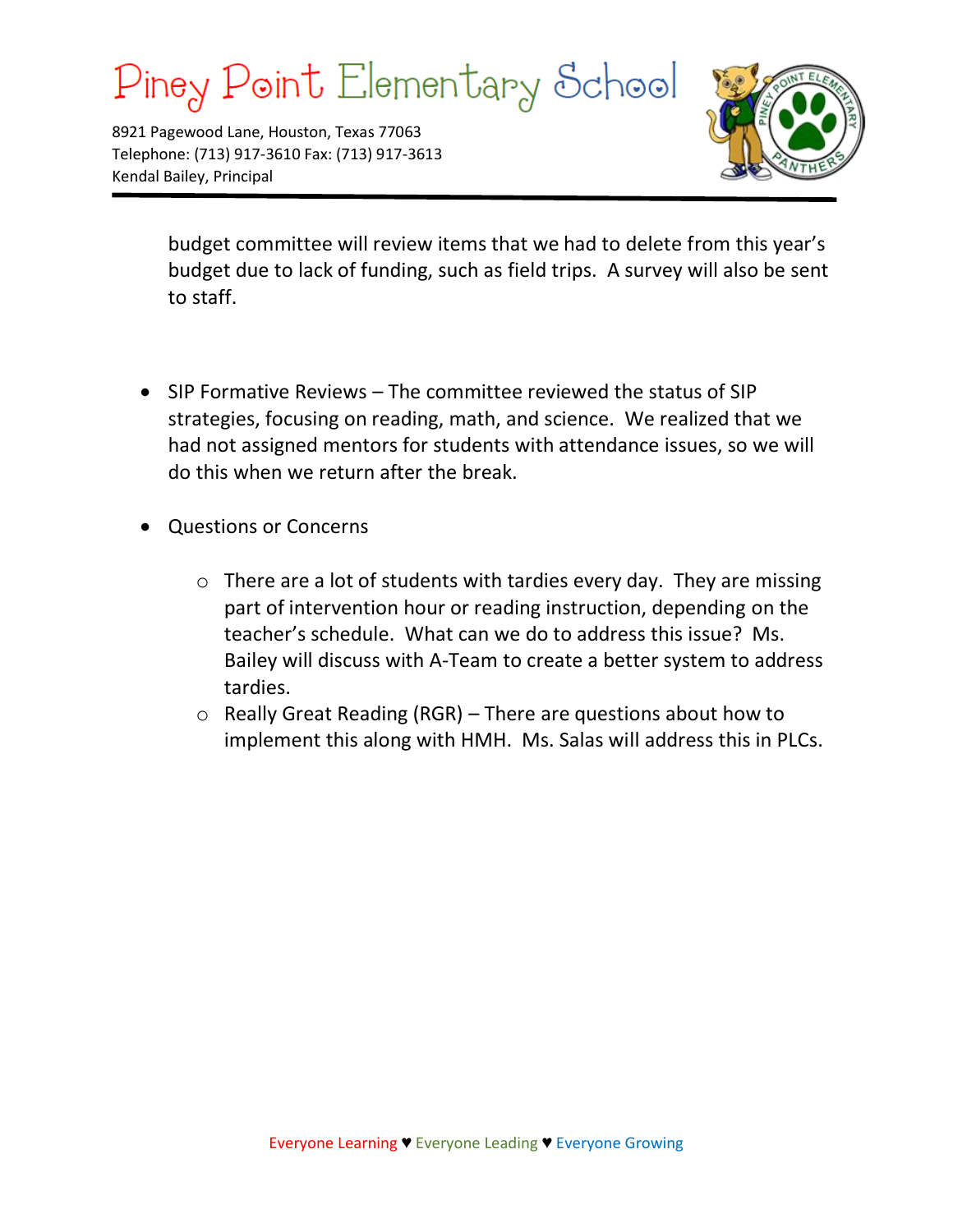budget committee will review items that we had to delete from this year's budget due to lack of funding, such as field trips. A survey will also be sent to staff.

- SIP Formative Reviews – The committee reviewed the status of SIP strategies, focusing on reading, math, and science. We realized that we had not assigned mentors for students with attendance issues, so we will do this when we return after the break.

- Questions or Concerns
  - There are a lot of students with tardies every day. They are missing part of intervention hour or reading instruction, depending on the teacher's schedule. What can we do to address this issue? Ms. Bailey will discuss with A-Team to create a better system to address tardies.
  - Really Great Reading (RGR) – There are questions about how to implement this along with HMH. Ms. Salas will address this in PLCs.